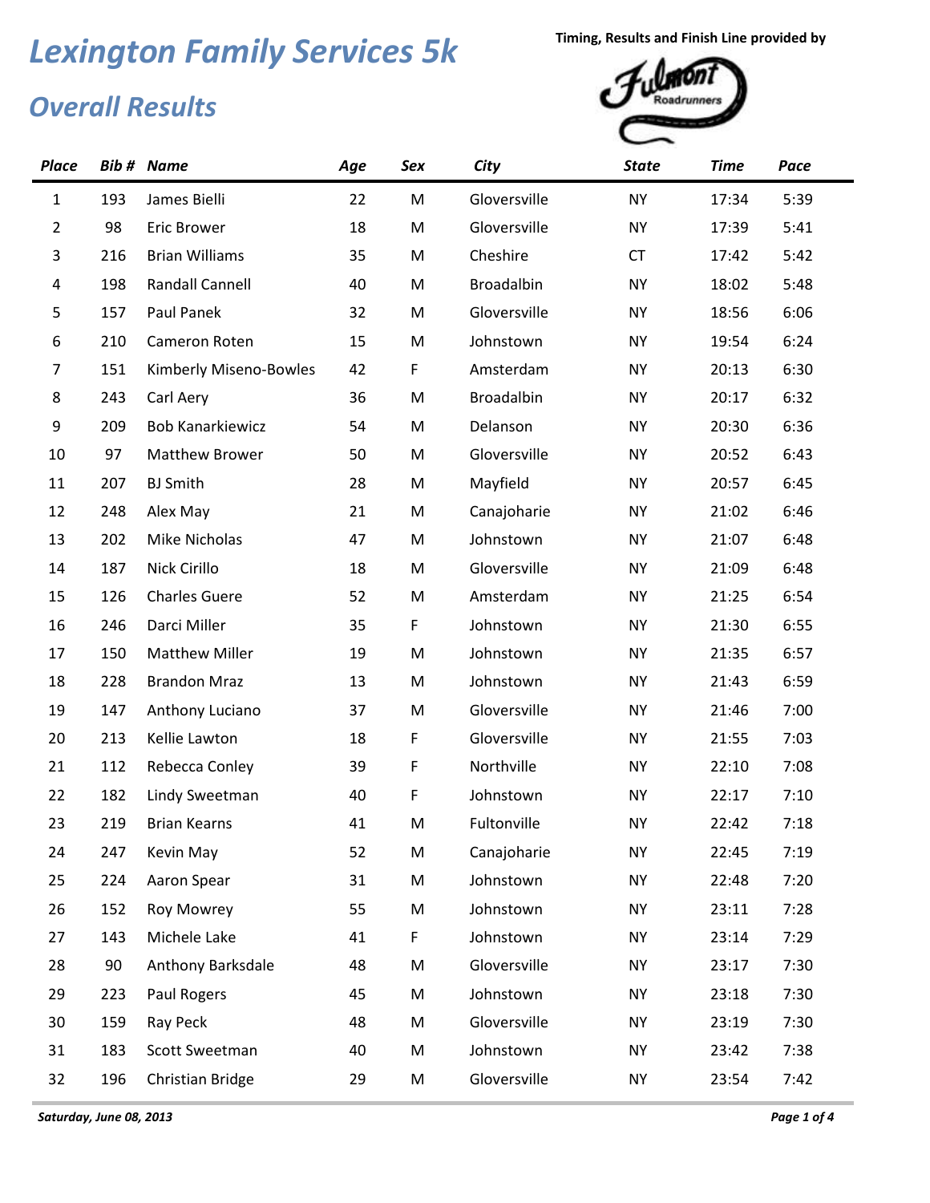# Lexington Family Services 5k

## Overall Results

Timing, Results and Finish Line provided by

| Place | Bib # | Name | Age | Sex | City | State | Time | Pace |
|---|---|---|---|---|---|---|---|---|
| 1 | 193 | James Bielli | 22 | M | Gloversville | NY | 17:34 | 5:39 |
| 2 | 98 | Eric Brower | 18 | M | Gloversville | NY | 17:39 | 5:41 |
| 3 | 216 | Brian Williams | 35 | M | Cheshire | CT | 17:42 | 5:42 |
| 4 | 198 | Randall Cannell | 40 | M | Broadalbin | NY | 18:02 | 5:48 |
| 5 | 157 | Paul Panek | 32 | M | Gloversville | NY | 18:56 | 6:06 |
| 6 | 210 | Cameron Roten | 15 | M | Johnstown | NY | 19:54 | 6:24 |
| 7 | 151 | Kimberly Miseno-Bowles | 42 | F | Amsterdam | NY | 20:13 | 6:30 |
| 8 | 243 | Carl Aery | 36 | M | Broadalbin | NY | 20:17 | 6:32 |
| 9 | 209 | Bob Kanarkiewicz | 54 | M | Delanson | NY | 20:30 | 6:36 |
| 10 | 97 | Matthew Brower | 50 | M | Gloversville | NY | 20:52 | 6:43 |
| 11 | 207 | BJ Smith | 28 | M | Mayfield | NY | 20:57 | 6:45 |
| 12 | 248 | Alex May | 21 | M | Canajoharie | NY | 21:02 | 6:46 |
| 13 | 202 | Mike Nicholas | 47 | M | Johnstown | NY | 21:07 | 6:48 |
| 14 | 187 | Nick Cirillo | 18 | M | Gloversville | NY | 21:09 | 6:48 |
| 15 | 126 | Charles Guere | 52 | M | Amsterdam | NY | 21:25 | 6:54 |
| 16 | 246 | Darci Miller | 35 | F | Johnstown | NY | 21:30 | 6:55 |
| 17 | 150 | Matthew Miller | 19 | M | Johnstown | NY | 21:35 | 6:57 |
| 18 | 228 | Brandon Mraz | 13 | M | Johnstown | NY | 21:43 | 6:59 |
| 19 | 147 | Anthony Luciano | 37 | M | Gloversville | NY | 21:46 | 7:00 |
| 20 | 213 | Kellie Lawton | 18 | F | Gloversville | NY | 21:55 | 7:03 |
| 21 | 112 | Rebecca Conley | 39 | F | Northville | NY | 22:10 | 7:08 |
| 22 | 182 | Lindy Sweetman | 40 | F | Johnstown | NY | 22:17 | 7:10 |
| 23 | 219 | Brian Kearns | 41 | M | Fultonville | NY | 22:42 | 7:18 |
| 24 | 247 | Kevin May | 52 | M | Canajoharie | NY | 22:45 | 7:19 |
| 25 | 224 | Aaron Spear | 31 | M | Johnstown | NY | 22:48 | 7:20 |
| 26 | 152 | Roy Mowrey | 55 | M | Johnstown | NY | 23:11 | 7:28 |
| 27 | 143 | Michele Lake | 41 | F | Johnstown | NY | 23:14 | 7:29 |
| 28 | 90 | Anthony Barksdale | 48 | M | Gloversville | NY | 23:17 | 7:30 |
| 29 | 223 | Paul Rogers | 45 | M | Johnstown | NY | 23:18 | 7:30 |
| 30 | 159 | Ray Peck | 48 | M | Gloversville | NY | 23:19 | 7:30 |
| 31 | 183 | Scott Sweetman | 40 | M | Johnstown | NY | 23:42 | 7:38 |
| 32 | 196 | Christian Bridge | 29 | M | Gloversville | NY | 23:54 | 7:42 |

*Saturday, June 08, 2013*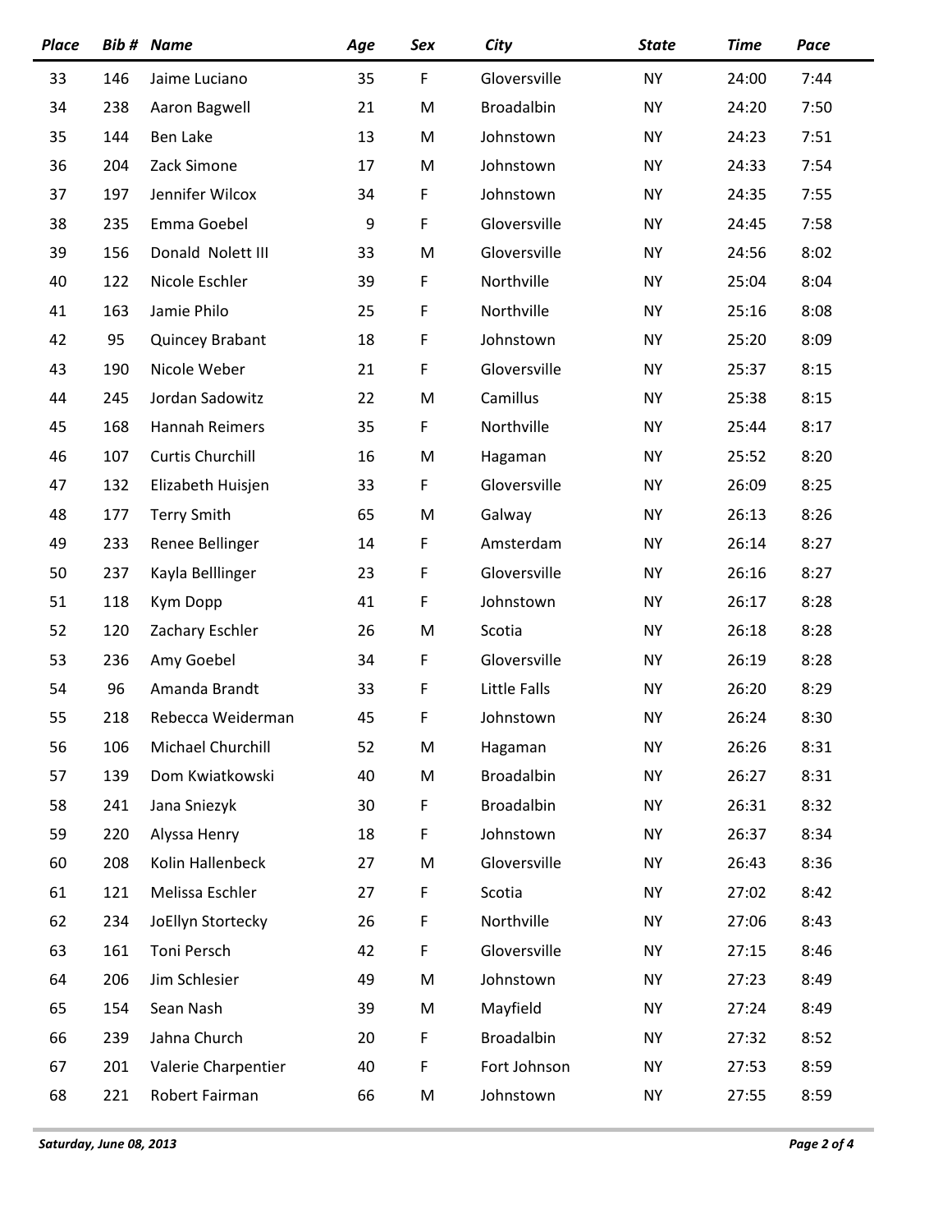| Place | Bib # | Name | Age | Sex | City | State | Time | Pace |
|---|---|---|---|---|---|---|---|---|
| 33 | 146 | Jaime Luciano | 35 | F | Gloversville | NY | 24:00 | 7:44 |
| 34 | 238 | Aaron Bagwell | 21 | M | Broadalbin | NY | 24:20 | 7:50 |
| 35 | 144 | Ben Lake | 13 | M | Johnstown | NY | 24:23 | 7:51 |
| 36 | 204 | Zack Simone | 17 | M | Johnstown | NY | 24:33 | 7:54 |
| 37 | 197 | Jennifer Wilcox | 34 | F | Johnstown | NY | 24:35 | 7:55 |
| 38 | 235 | Emma Goebel | 9 | F | Gloversville | NY | 24:45 | 7:58 |
| 39 | 156 | Donald Nolett III | 33 | M | Gloversville | NY | 24:56 | 8:02 |
| 40 | 122 | Nicole Eschler | 39 | F | Northville | NY | 25:04 | 8:04 |
| 41 | 163 | Jamie Philo | 25 | F | Northville | NY | 25:16 | 8:08 |
| 42 | 95 | Quincey Brabant | 18 | F | Johnstown | NY | 25:20 | 8:09 |
| 43 | 190 | Nicole Weber | 21 | F | Gloversville | NY | 25:37 | 8:15 |
| 44 | 245 | Jordan Sadowitz | 22 | M | Camillus | NY | 25:38 | 8:15 |
| 45 | 168 | Hannah Reimers | 35 | F | Northville | NY | 25:44 | 8:17 |
| 46 | 107 | Curtis Churchill | 16 | M | Hagaman | NY | 25:52 | 8:20 |
| 47 | 132 | Elizabeth Huisjen | 33 | F | Gloversville | NY | 26:09 | 8:25 |
| 48 | 177 | Terry Smith | 65 | M | Galway | NY | 26:13 | 8:26 |
| 49 | 233 | Renee Bellinger | 14 | F | Amsterdam | NY | 26:14 | 8:27 |
| 50 | 237 | Kayla Belllinger | 23 | F | Gloversville | NY | 26:16 | 8:27 |
| 51 | 118 | Kym Dopp | 41 | F | Johnstown | NY | 26:17 | 8:28 |
| 52 | 120 | Zachary Eschler | 26 | M | Scotia | NY | 26:18 | 8:28 |
| 53 | 236 | Amy Goebel | 34 | F | Gloversville | NY | 26:19 | 8:28 |
| 54 | 96 | Amanda Brandt | 33 | F | Little Falls | NY | 26:20 | 8:29 |
| 55 | 218 | Rebecca Weiderman | 45 | F | Johnstown | NY | 26:24 | 8:30 |
| 56 | 106 | Michael Churchill | 52 | M | Hagaman | NY | 26:26 | 8:31 |
| 57 | 139 | Dom Kwiatkowski | 40 | M | Broadalbin | NY | 26:27 | 8:31 |
| 58 | 241 | Jana Sniezyk | 30 | F | Broadalbin | NY | 26:31 | 8:32 |
| 59 | 220 | Alyssa Henry | 18 | F | Johnstown | NY | 26:37 | 8:34 |
| 60 | 208 | Kolin Hallenbeck | 27 | M | Gloversville | NY | 26:43 | 8:36 |
| 61 | 121 | Melissa Eschler | 27 | F | Scotia | NY | 27:02 | 8:42 |
| 62 | 234 | JoEllyn Stortecky | 26 | F | Northville | NY | 27:06 | 8:43 |
| 63 | 161 | Toni Persch | 42 | F | Gloversville | NY | 27:15 | 8:46 |
| 64 | 206 | Jim Schlesier | 49 | M | Johnstown | NY | 27:23 | 8:49 |
| 65 | 154 | Sean Nash | 39 | M | Mayfield | NY | 27:24 | 8:49 |
| 66 | 239 | Jahna Church | 20 | F | Broadalbin | NY | 27:32 | 8:52 |
| 67 | 201 | Valerie Charpentier | 40 | F | Fort Johnson | NY | 27:53 | 8:59 |
| 68 | 221 | Robert Fairman | 66 | M | Johnstown | NY | 27:55 | 8:59 |

*Saturday, June 08, 2013*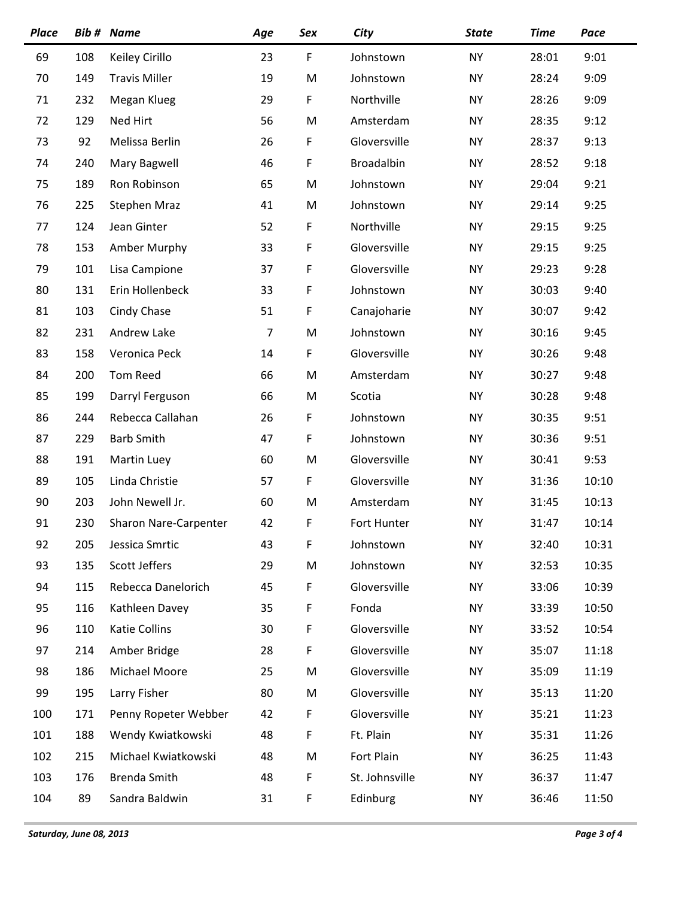| Place | Bib # | Name | Age | Sex | City | State | Time | Pace |
|---|---|---|---|---|---|---|---|---|
| 69 | 108 | Keiley Cirillo | 23 | F | Johnstown | NY | 28:01 | 9:01 |
| 70 | 149 | Travis Miller | 19 | M | Johnstown | NY | 28:24 | 9:09 |
| 71 | 232 | Megan Klueg | 29 | F | Northville | NY | 28:26 | 9:09 |
| 72 | 129 | Ned Hirt | 56 | M | Amsterdam | NY | 28:35 | 9:12 |
| 73 | 92 | Melissa Berlin | 26 | F | Gloversville | NY | 28:37 | 9:13 |
| 74 | 240 | Mary Bagwell | 46 | F | Broadalbin | NY | 28:52 | 9:18 |
| 75 | 189 | Ron Robinson | 65 | M | Johnstown | NY | 29:04 | 9:21 |
| 76 | 225 | Stephen Mraz | 41 | M | Johnstown | NY | 29:14 | 9:25 |
| 77 | 124 | Jean Ginter | 52 | F | Northville | NY | 29:15 | 9:25 |
| 78 | 153 | Amber Murphy | 33 | F | Gloversville | NY | 29:15 | 9:25 |
| 79 | 101 | Lisa Campione | 37 | F | Gloversville | NY | 29:23 | 9:28 |
| 80 | 131 | Erin Hollenbeck | 33 | F | Johnstown | NY | 30:03 | 9:40 |
| 81 | 103 | Cindy Chase | 51 | F | Canajoharie | NY | 30:07 | 9:42 |
| 82 | 231 | Andrew Lake | 7 | M | Johnstown | NY | 30:16 | 9:45 |
| 83 | 158 | Veronica Peck | 14 | F | Gloversville | NY | 30:26 | 9:48 |
| 84 | 200 | Tom Reed | 66 | M | Amsterdam | NY | 30:27 | 9:48 |
| 85 | 199 | Darryl Ferguson | 66 | M | Scotia | NY | 30:28 | 9:48 |
| 86 | 244 | Rebecca Callahan | 26 | F | Johnstown | NY | 30:35 | 9:51 |
| 87 | 229 | Barb Smith | 47 | F | Johnstown | NY | 30:36 | 9:51 |
| 88 | 191 | Martin Luey | 60 | M | Gloversville | NY | 30:41 | 9:53 |
| 89 | 105 | Linda Christie | 57 | F | Gloversville | NY | 31:36 | 10:10 |
| 90 | 203 | John Newell Jr. | 60 | M | Amsterdam | NY | 31:45 | 10:13 |
| 91 | 230 | Sharon Nare-Carpenter | 42 | F | Fort Hunter | NY | 31:47 | 10:14 |
| 92 | 205 | Jessica Smrtic | 43 | F | Johnstown | NY | 32:40 | 10:31 |
| 93 | 135 | Scott Jeffers | 29 | M | Johnstown | NY | 32:53 | 10:35 |
| 94 | 115 | Rebecca Danelorich | 45 | F | Gloversville | NY | 33:06 | 10:39 |
| 95 | 116 | Kathleen Davey | 35 | F | Fonda | NY | 33:39 | 10:50 |
| 96 | 110 | Katie Collins | 30 | F | Gloversville | NY | 33:52 | 10:54 |
| 97 | 214 | Amber Bridge | 28 | F | Gloversville | NY | 35:07 | 11:18 |
| 98 | 186 | Michael Moore | 25 | M | Gloversville | NY | 35:09 | 11:19 |
| 99 | 195 | Larry Fisher | 80 | M | Gloversville | NY | 35:13 | 11:20 |
| 100 | 171 | Penny Ropeter Webber | 42 | F | Gloversville | NY | 35:21 | 11:23 |
| 101 | 188 | Wendy Kwiatkowski | 48 | F | Ft. Plain | NY | 35:31 | 11:26 |
| 102 | 215 | Michael Kwiatkowski | 48 | M | Fort Plain | NY | 36:25 | 11:43 |
| 103 | 176 | Brenda Smith | 48 | F | St. Johnsville | NY | 36:37 | 11:47 |
| 104 | 89 | Sandra Baldwin | 31 | F | Edinburg | NY | 36:46 | 11:50 |

*Saturday, June 08, 2013*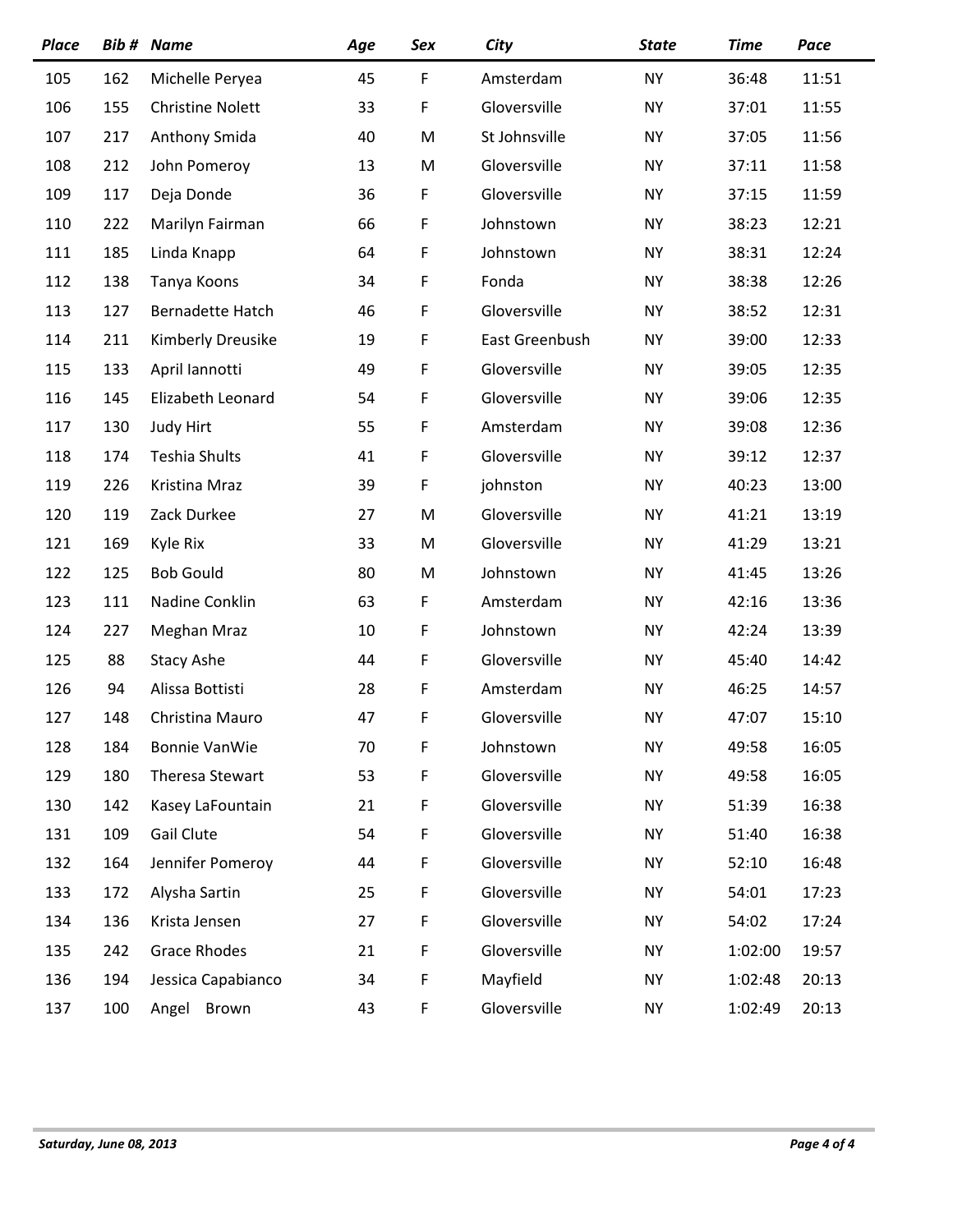| Place | Bib # | Name | Age | Sex | City | State | Time | Pace |
|---|---|---|---|---|---|---|---|---|
| 105 | 162 | Michelle Peryea | 45 | F | Amsterdam | NY | 36:48 | 11:51 |
| 106 | 155 | Christine Nolett | 33 | F | Gloversville | NY | 37:01 | 11:55 |
| 107 | 217 | Anthony Smida | 40 | M | St Johnsville | NY | 37:05 | 11:56 |
| 108 | 212 | John Pomeroy | 13 | M | Gloversville | NY | 37:11 | 11:58 |
| 109 | 117 | Deja Donde | 36 | F | Gloversville | NY | 37:15 | 11:59 |
| 110 | 222 | Marilyn Fairman | 66 | F | Johnstown | NY | 38:23 | 12:21 |
| 111 | 185 | Linda Knapp | 64 | F | Johnstown | NY | 38:31 | 12:24 |
| 112 | 138 | Tanya Koons | 34 | F | Fonda | NY | 38:38 | 12:26 |
| 113 | 127 | Bernadette Hatch | 46 | F | Gloversville | NY | 38:52 | 12:31 |
| 114 | 211 | Kimberly Dreusike | 19 | F | East Greenbush | NY | 39:00 | 12:33 |
| 115 | 133 | April Iannotti | 49 | F | Gloversville | NY | 39:05 | 12:35 |
| 116 | 145 | Elizabeth Leonard | 54 | F | Gloversville | NY | 39:06 | 12:35 |
| 117 | 130 | Judy Hirt | 55 | F | Amsterdam | NY | 39:08 | 12:36 |
| 118 | 174 | Teshia Shults | 41 | F | Gloversville | NY | 39:12 | 12:37 |
| 119 | 226 | Kristina Mraz | 39 | F | johnston | NY | 40:23 | 13:00 |
| 120 | 119 | Zack Durkee | 27 | M | Gloversville | NY | 41:21 | 13:19 |
| 121 | 169 | Kyle Rix | 33 | M | Gloversville | NY | 41:29 | 13:21 |
| 122 | 125 | Bob Gould | 80 | M | Johnstown | NY | 41:45 | 13:26 |
| 123 | 111 | Nadine Conklin | 63 | F | Amsterdam | NY | 42:16 | 13:36 |
| 124 | 227 | Meghan Mraz | 10 | F | Johnstown | NY | 42:24 | 13:39 |
| 125 | 88 | Stacy Ashe | 44 | F | Gloversville | NY | 45:40 | 14:42 |
| 126 | 94 | Alissa Bottisti | 28 | F | Amsterdam | NY | 46:25 | 14:57 |
| 127 | 148 | Christina Mauro | 47 | F | Gloversville | NY | 47:07 | 15:10 |
| 128 | 184 | Bonnie VanWie | 70 | F | Johnstown | NY | 49:58 | 16:05 |
| 129 | 180 | Theresa Stewart | 53 | F | Gloversville | NY | 49:58 | 16:05 |
| 130 | 142 | Kasey LaFountain | 21 | F | Gloversville | NY | 51:39 | 16:38 |
| 131 | 109 | Gail Clute | 54 | F | Gloversville | NY | 51:40 | 16:38 |
| 132 | 164 | Jennifer Pomeroy | 44 | F | Gloversville | NY | 52:10 | 16:48 |
| 133 | 172 | Alysha Sartin | 25 | F | Gloversville | NY | 54:01 | 17:23 |
| 134 | 136 | Krista Jensen | 27 | F | Gloversville | NY | 54:02 | 17:24 |
| 135 | 242 | Grace Rhodes | 21 | F | Gloversville | NY | 1:02:00 | 19:57 |
| 136 | 194 | Jessica Capabianco | 34 | F | Mayfield | NY | 1:02:48 | 20:13 |
| 137 | 100 | Angel Brown | 43 | F | Gloversville | NY | 1:02:49 | 20:13 |

*Saturday, June 08, 2013*